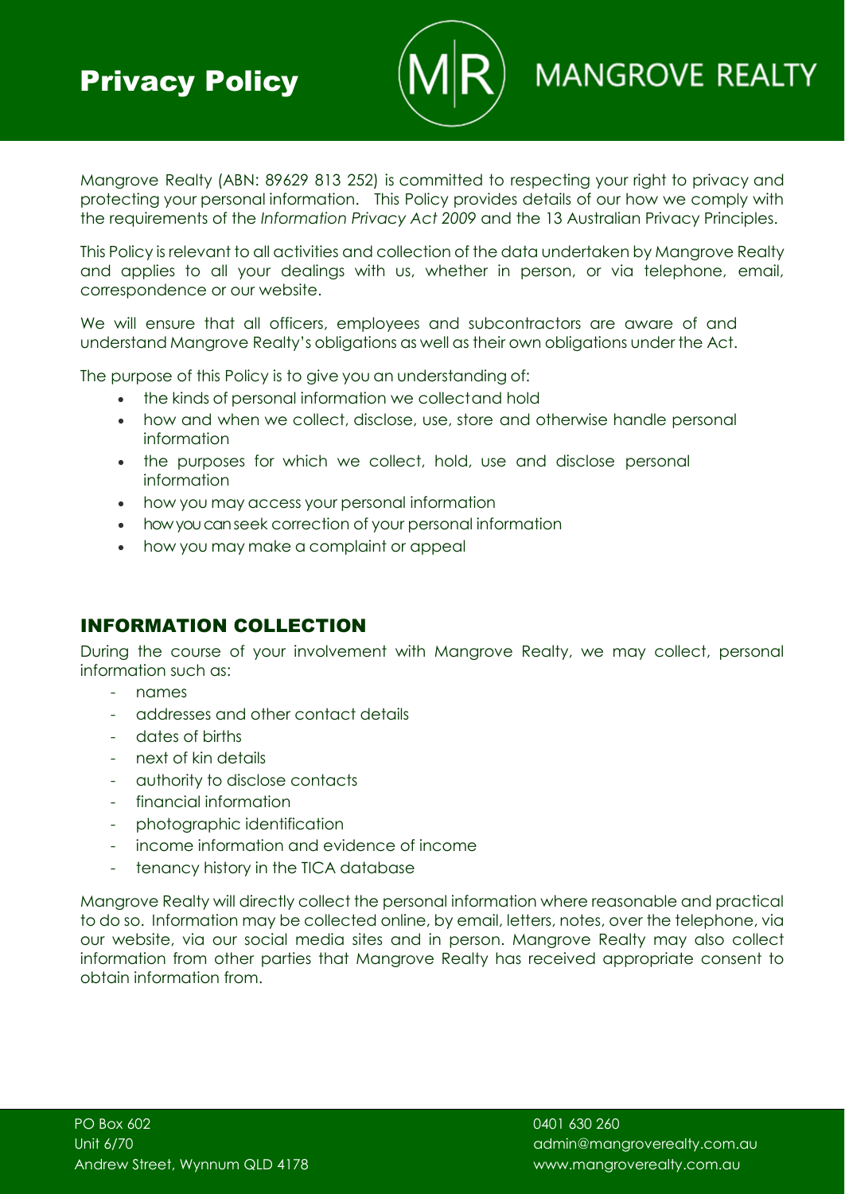# Privacy Policy

MANGROVE REALTY

Mangrove Realty (ABN: 89629 813 252) is committed to respecting your right to privacy and protecting your personal information. This Policy provides details of our how we comply with the requirements of the *Information Privacy Act 2009* and the 13 Australian Privacy Principles.

This Policy is relevant to all activities and collection of the data undertaken by Mangrove Realty and applies to all your dealings with us, whether in person, or via telephone, email, correspondence or our website.

We will ensure that all officers, employees and subcontractors are aware of and understand Mangrove Realty's obligations as well as their own obligations under the Act.

The purpose of this Policy is to give you an understanding of:

- the kinds of personal information we collectand hold
- how and when we collect, disclose, use, store and otherwise handle personal information
- the purposes for which we collect, hold, use and disclose personal information
- how you may access your personal information
- how you can seek correction of your personal information
- how you may make a complaint or appeal

## INFORMATION COLLECTION

During the course of your involvement with Mangrove Realty, we may collect, personal information such as:

- names
- addresses and other contact details
- dates of births
- next of kin details
- authority to disclose contacts
- financial information
- photographic identification
- income information and evidence of income
- tenancy history in the TICA database

Mangrove Realty will directly collect the personal information where reasonable and practical to do so. Information may be collected online, by email, letters, notes, over the telephone, via our website, via our social media sites and in person. Mangrove Realty may also collect information from other parties that Mangrove Realty has received appropriate consent to obtain information from.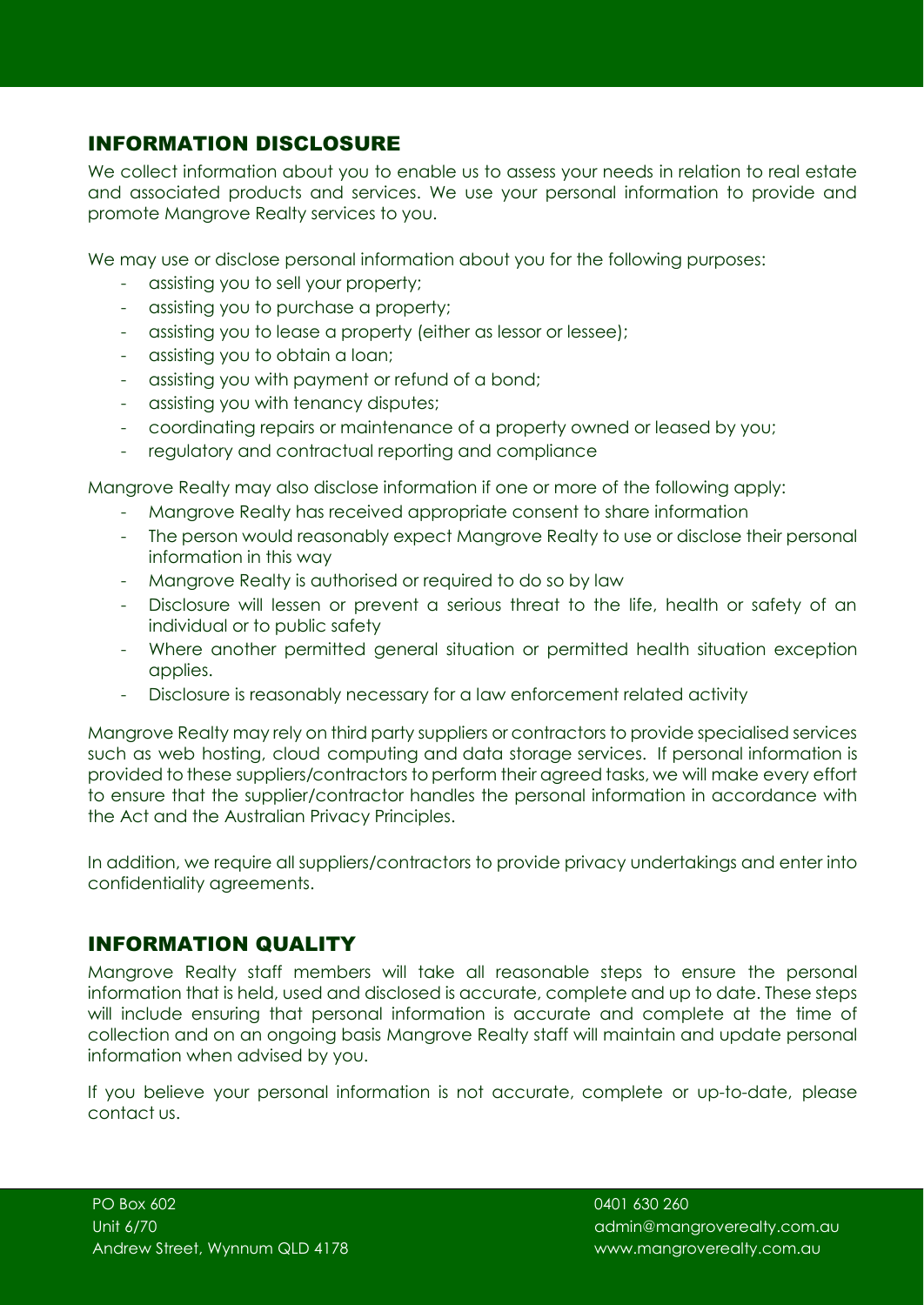## INFORMATION DISCLOSURE

We collect information about you to enable us to assess your needs in relation to real estate and associated products and services. We use your personal information to provide and promote Mangrove Realty services to you.

We may use or disclose personal information about you for the following purposes:

- assisting you to sell your property;
- assisting you to purchase a property;
- assisting you to lease a property (either as lessor or lessee);
- assisting you to obtain a loan;
- assisting you with payment or refund of a bond;
- assisting you with tenancy disputes;
- coordinating repairs or maintenance of a property owned or leased by you;
- regulatory and contractual reporting and compliance

Mangrove Realty may also disclose information if one or more of the following apply:

- Mangrove Realty has received appropriate consent to share information
- The person would reasonably expect Mangrove Realty to use or disclose their personal information in this way
- Mangrove Realty is authorised or required to do so by law
- Disclosure will lessen or prevent a serious threat to the life, health or safety of an individual or to public safety
- Where another permitted general situation or permitted health situation exception applies.
- Disclosure is reasonably necessary for a law enforcement related activity

Mangrove Realty may rely on third party suppliers or contractors to provide specialised services such as web hosting, cloud computing and data storage services. If personal information is provided to these suppliers/contractors to perform their agreed tasks, we will make every effort to ensure that the supplier/contractor handles the personal information in accordance with the Act and the Australian Privacy Principles.

In addition, we require all suppliers/contractors to provide privacy undertakings and enter into confidentiality agreements.

## INFORMATION QUALITY

Mangrove Realty staff members will take all reasonable steps to ensure the personal information that is held, used and disclosed is accurate, complete and up to date. These steps will include ensuring that personal information is accurate and complete at the time of collection and on an ongoing basis Mangrove Realty staff will maintain and update personal information when advised by you.

If you believe your personal information is not accurate, complete or up-to-date, please contact us.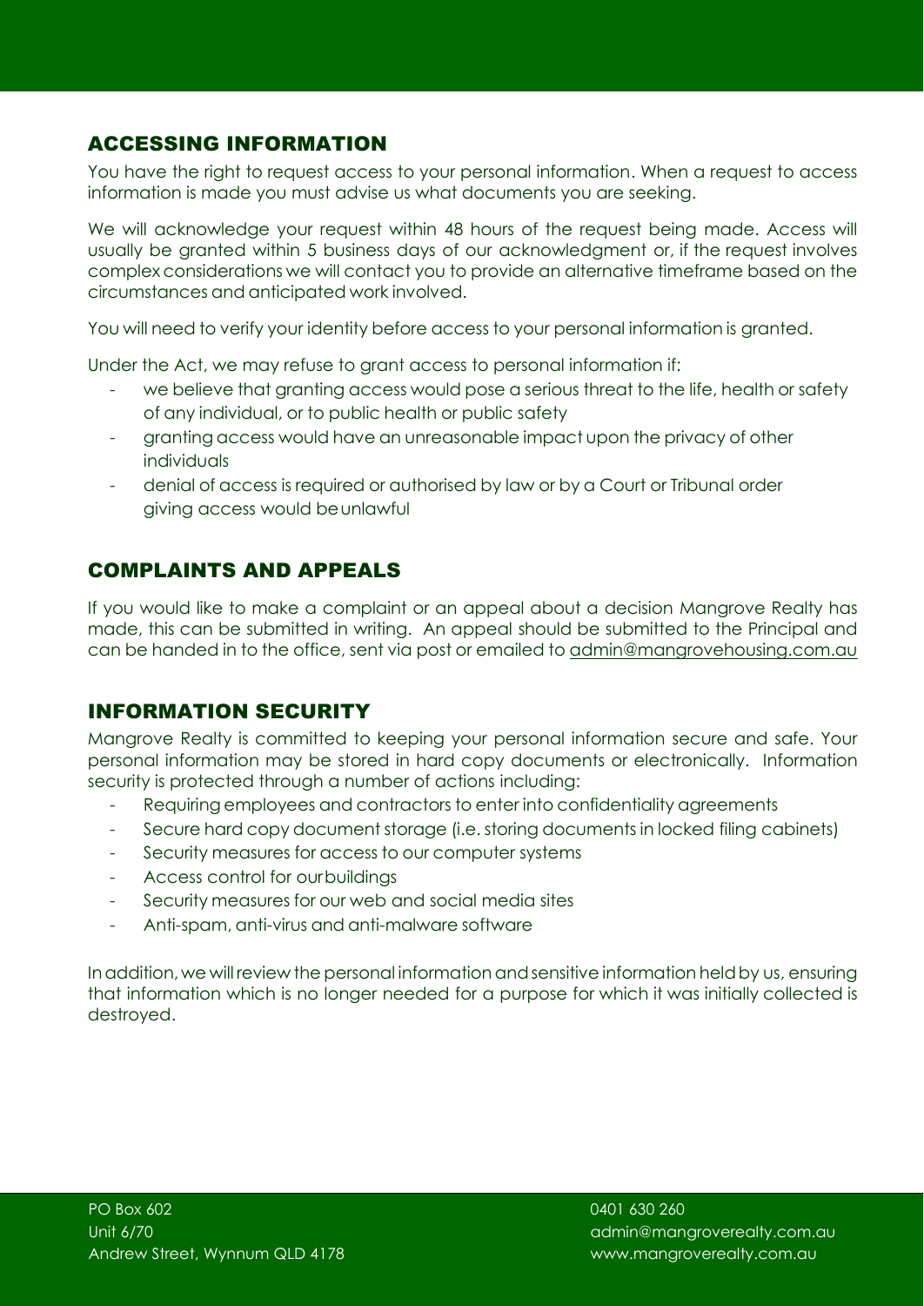## ACCESSING INFORMATION

You have the right to request access to your personal information. When a request to access information is made you must advise us what documents you are seeking.

We will acknowledge your request within 48 hours of the request being made. Access will usually be granted within 5 business days of our acknowledgment or, if the request involves complex considerations we will contact you to provide an alternative timeframe based on the circumstances and anticipated work involved.

You will need to verify your identity before access to your personal information is granted.

Under the Act, we may refuse to grant access to personal information if:

- we believe that granting access would pose a serious threat to the life, health or safety of any individual, or to public health or public safety
- granting access would have an unreasonable impact upon the privacy of other individuals
- denial of access is required or authorised by law or by a Court or Tribunal order giving access would be unlawful

## COMPLAINTS AND APPEALS

If you would like to make a complaint or an appeal about a decision Mangrove Realty has made, this can be submitted in writing. An appeal should be submitted to the Principal and can be handed in to the office, sent via post or emailed to admin@mangrovehousing.com.au

## INFORMATION SECURITY

Mangrove Realty is committed to keeping your personal information secure and safe. Your personal information may be stored in hard copy documents or electronically. Information security is protected through a number of actions including:

- Requiring employees and contractors to enter into confidentiality agreements
- Secure hard copy document storage (i.e. storing documents in locked filing cabinets)
- Security measures for access to our computer systems
- Access control for our buildings
- Security measures for our web and social media sites
- Anti-spam, anti-virus and anti-malware software

In addition, we will review the personal information and sensitive information held by us, ensuring that information which is no longer needed for a purpose for which it was initially collected is destroyed.